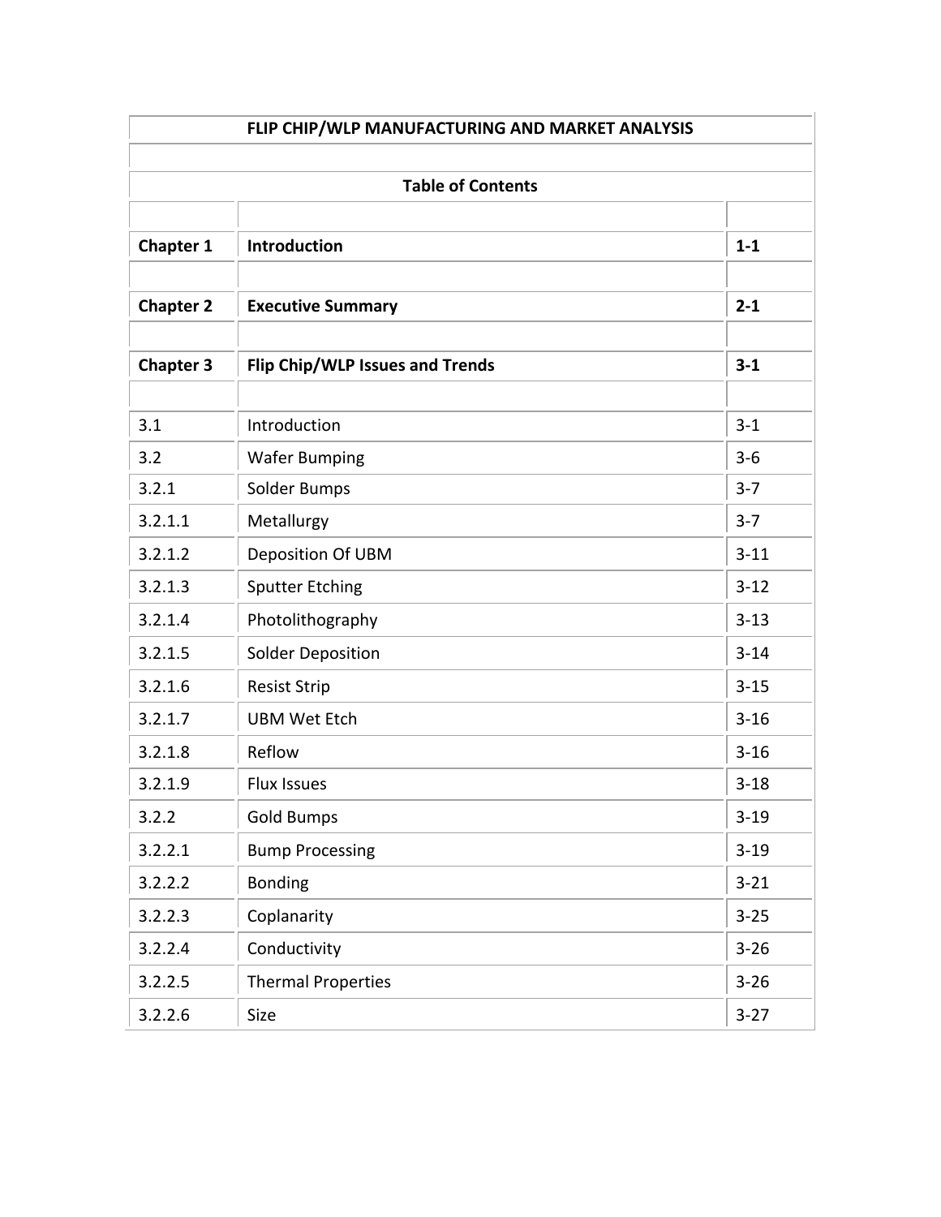# FLIP CHIP/WLP MANUFACTURING AND MARKET ANALYSIS

## Table of Contents

| | | |
|---|---|---|
| **Chapter 1** | **Introduction** | **1-1** |
| **Chapter 2** | **Executive Summary** | **2-1** |
| **Chapter 3** | **Flip Chip/WLP Issues and Trends** | **3-1** |
| 3.1 | Introduction | 3-1 |
| 3.2 | Wafer Bumping | 3-6 |
| 3.2.1 | Solder Bumps | 3-7 |
| 3.2.1.1 | Metallurgy | 3-7 |
| 3.2.1.2 | Deposition Of UBM | 3-11 |
| 3.2.1.3 | Sputter Etching | 3-12 |
| 3.2.1.4 | Photolithography | 3-13 |
| 3.2.1.5 | Solder Deposition | 3-14 |
| 3.2.1.6 | Resist Strip | 3-15 |
| 3.2.1.7 | UBM Wet Etch | 3-16 |
| 3.2.1.8 | Reflow | 3-16 |
| 3.2.1.9 | Flux Issues | 3-18 |
| 3.2.2 | Gold Bumps | 3-19 |
| 3.2.2.1 | Bump Processing | 3-19 |
| 3.2.2.2 | Bonding | 3-21 |
| 3.2.2.3 | Coplanarity | 3-25 |
| 3.2.2.4 | Conductivity | 3-26 |
| 3.2.2.5 | Thermal Properties | 3-26 |
| 3.2.2.6 | Size | 3-27 |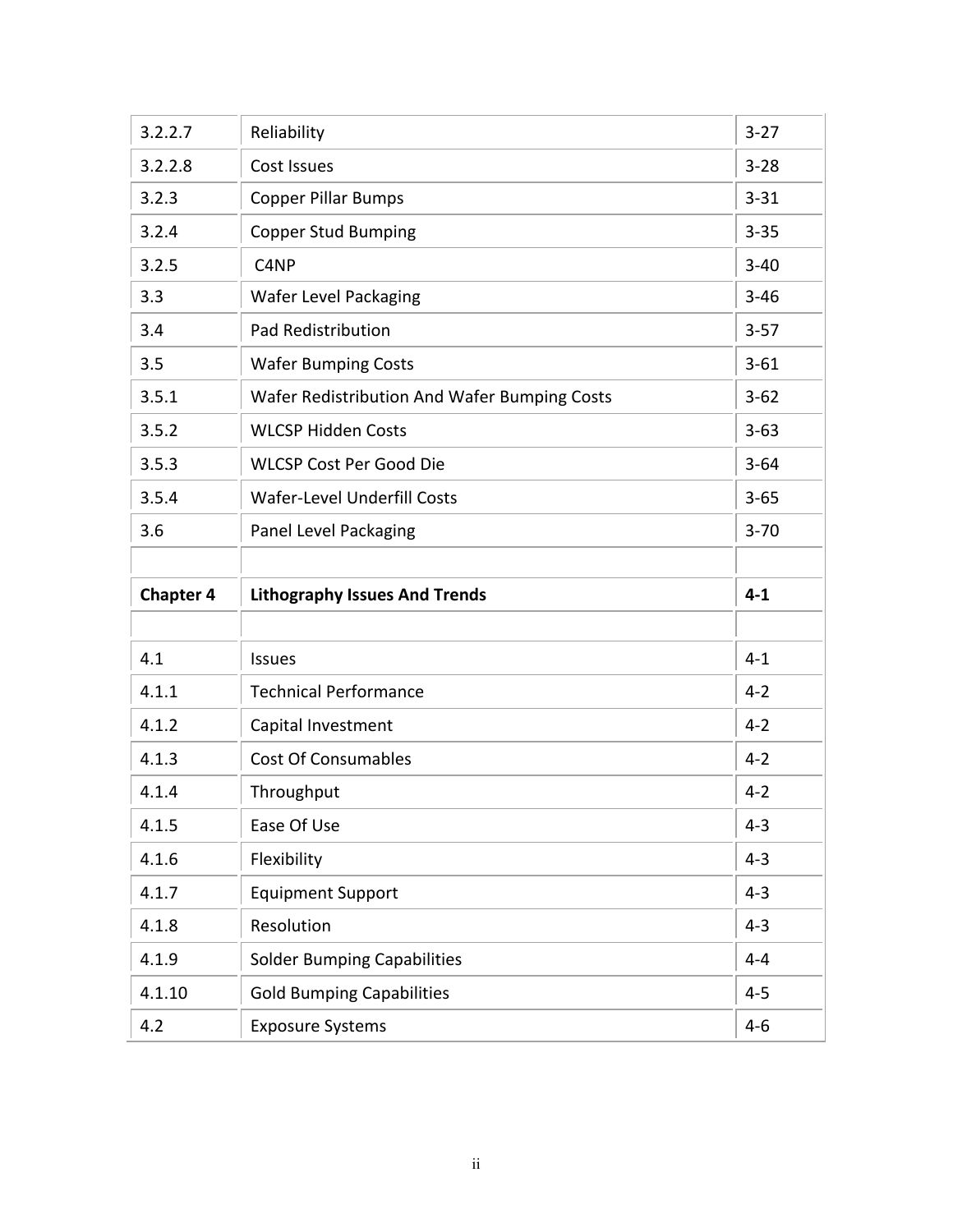| | | |
|---|---|---|
| 3.2.2.7 | Reliability | 3-27 |
| 3.2.2.8 | Cost Issues | 3-28 |
| 3.2.3 | Copper Pillar Bumps | 3-31 |
| 3.2.4 | Copper Stud Bumping | 3-35 |
| 3.2.5 | C4NP | 3-40 |
| 3.3 | Wafer Level Packaging | 3-46 |
| 3.4 | Pad Redistribution | 3-57 |
| 3.5 | Wafer Bumping Costs | 3-61 |
| 3.5.1 | Wafer Redistribution And Wafer Bumping Costs | 3-62 |
| 3.5.2 | WLCSP Hidden Costs | 3-63 |
| 3.5.3 | WLCSP Cost Per Good Die | 3-64 |
| 3.5.4 | Wafer-Level Underfill Costs | 3-65 |
| 3.6 | Panel Level Packaging | 3-70 |
| | | |
| **Chapter 4** | **Lithography Issues And Trends** | **4-1** |
| | | |
| 4.1 | Issues | 4-1 |
| 4.1.1 | Technical Performance | 4-2 |
| 4.1.2 | Capital Investment | 4-2 |
| 4.1.3 | Cost Of Consumables | 4-2 |
| 4.1.4 | Throughput | 4-2 |
| 4.1.5 | Ease Of Use | 4-3 |
| 4.1.6 | Flexibility | 4-3 |
| 4.1.7 | Equipment Support | 4-3 |
| 4.1.8 | Resolution | 4-3 |
| 4.1.9 | Solder Bumping Capabilities | 4-4 |
| 4.1.10 | Gold Bumping Capabilities | 4-5 |
| 4.2 | Exposure Systems | 4-6 |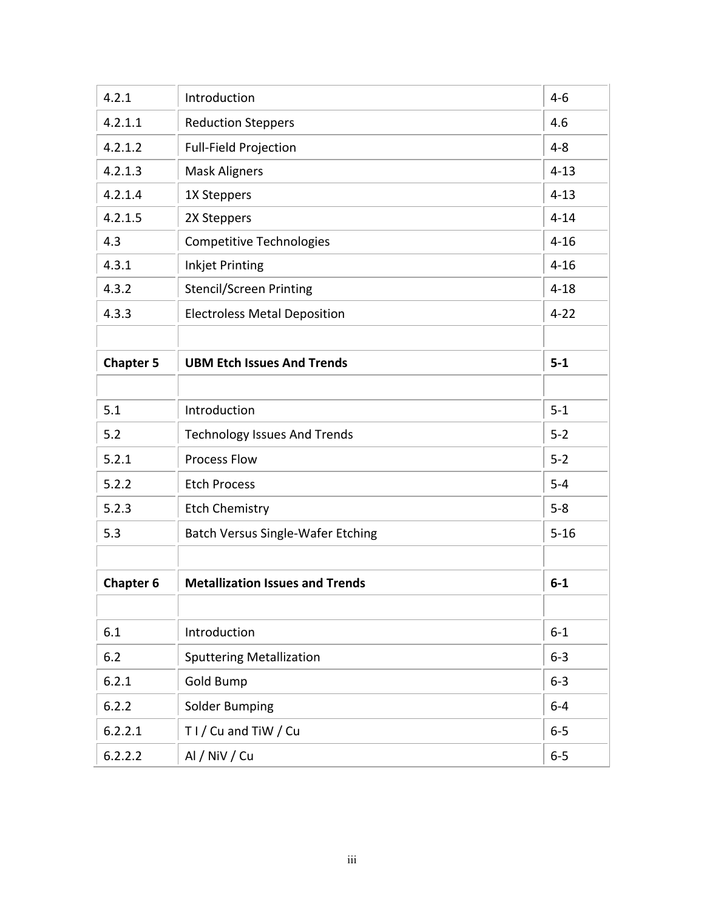| | | |
|---|---|---|
| 4.2.1 | Introduction | 4-6 |
| 4.2.1.1 | Reduction Steppers | 4.6 |
| 4.2.1.2 | Full-Field Projection | 4-8 |
| 4.2.1.3 | Mask Aligners | 4-13 |
| 4.2.1.4 | 1X Steppers | 4-13 |
| 4.2.1.5 | 2X Steppers | 4-14 |
| 4.3 | Competitive Technologies | 4-16 |
| 4.3.1 | Inkjet Printing | 4-16 |
| 4.3.2 | Stencil/Screen Printing | 4-18 |
| 4.3.3 | Electroless Metal Deposition | 4-22 |
| | | |
| **Chapter 5** | **UBM Etch Issues And Trends** | **5-1** |
| | | |
| 5.1 | Introduction | 5-1 |
| 5.2 | Technology Issues And Trends | 5-2 |
| 5.2.1 | Process Flow | 5-2 |
| 5.2.2 | Etch Process | 5-4 |
| 5.2.3 | Etch Chemistry | 5-8 |
| 5.3 | Batch Versus Single-Wafer Etching | 5-16 |
| | | |
| **Chapter 6** | **Metallization Issues and Trends** | **6-1** |
| | | |
| 6.1 | Introduction | 6-1 |
| 6.2 | Sputtering Metallization | 6-3 |
| 6.2.1 | Gold Bump | 6-3 |
| 6.2.2 | Solder Bumping | 6-4 |
| 6.2.2.1 | T I / Cu and TiW / Cu | 6-5 |
| 6.2.2.2 | Al / NiV / Cu | 6-5 |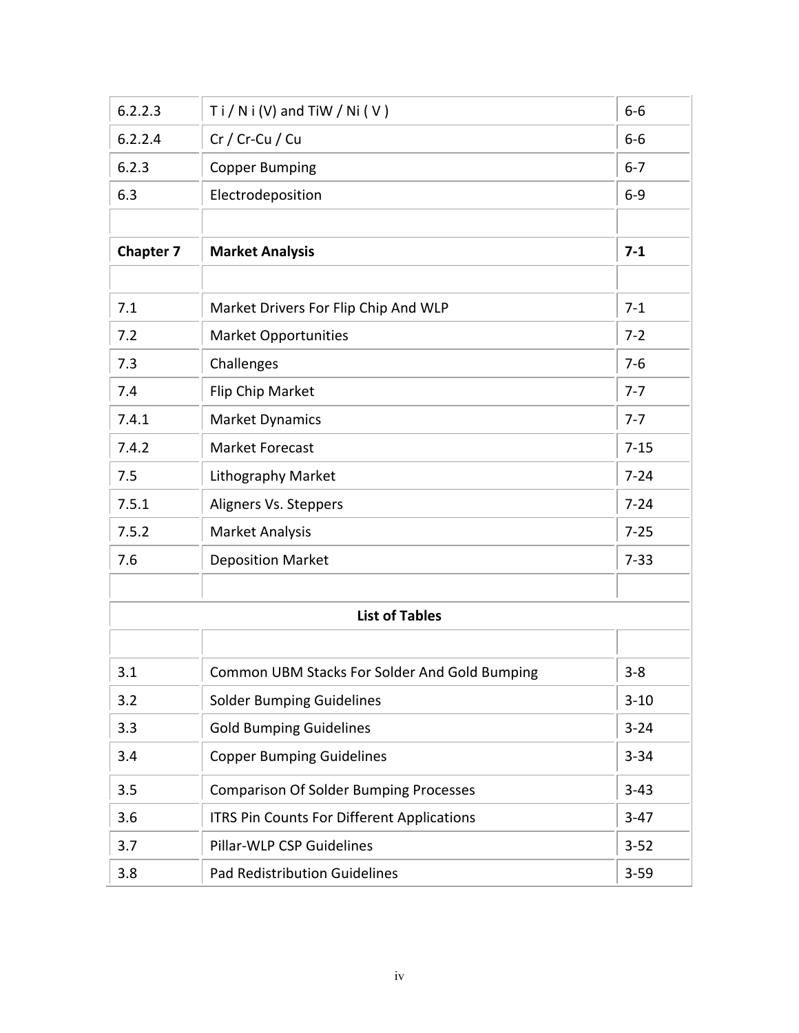| | | |
|---|---|---|
| 6.2.2.3 | T i / N i (V) and TiW / Ni ( V ) | 6-6 |
| 6.2.2.4 | Cr / Cr-Cu / Cu | 6-6 |
| 6.2.3 | Copper Bumping | 6-7 |
| 6.3 | Electrodeposition | 6-9 |
| | | |
| **Chapter 7** | **Market Analysis** | **7-1** |
| | | |
| 7.1 | Market Drivers For Flip Chip And WLP | 7-1 |
| 7.2 | Market Opportunities | 7-2 |
| 7.3 | Challenges | 7-6 |
| 7.4 | Flip Chip Market | 7-7 |
| 7.4.1 | Market Dynamics | 7-7 |
| 7.4.2 | Market Forecast | 7-15 |
| 7.5 | Lithography Market | 7-24 |
| 7.5.1 | Aligners Vs. Steppers | 7-24 |
| 7.5.2 | Market Analysis | 7-25 |
| 7.6 | Deposition Market | 7-33 |
| | | |
| | **List of Tables** | |
| | | |
| 3.1 | Common UBM Stacks For Solder And Gold Bumping | 3-8 |
| 3.2 | Solder Bumping Guidelines | 3-10 |
| 3.3 | Gold Bumping Guidelines | 3-24 |
| 3.4 | Copper Bumping Guidelines | 3-34 |
| 3.5 | Comparison Of Solder Bumping Processes | 3-43 |
| 3.6 | ITRS Pin Counts For Different Applications | 3-47 |
| 3.7 | Pillar-WLP CSP Guidelines | 3-52 |
| 3.8 | Pad Redistribution Guidelines | 3-59 |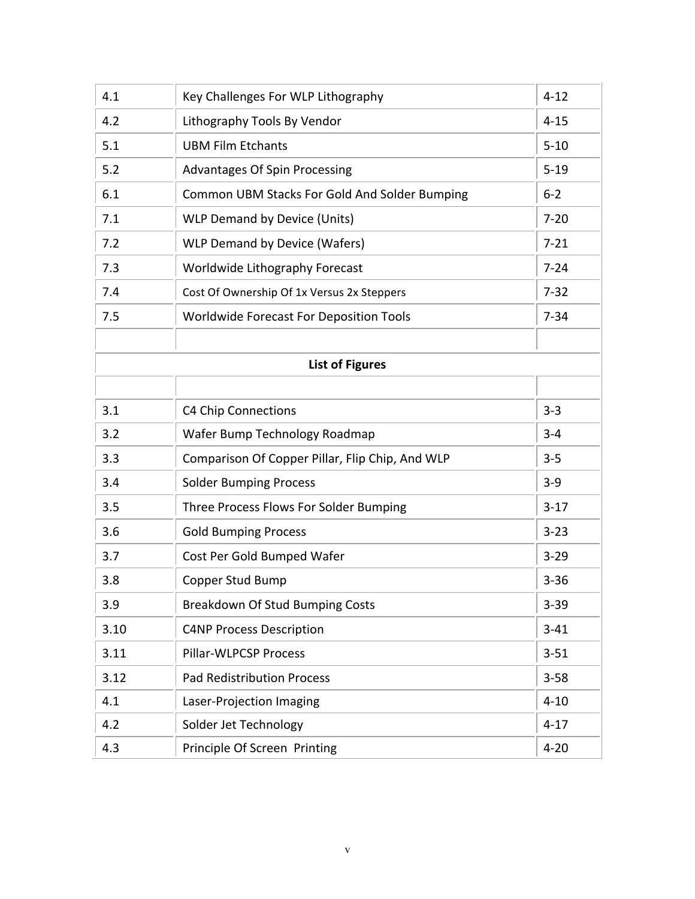| | | |
|---|---|---|
| 4.1 | Key Challenges For WLP Lithography | 4-12 |
| 4.2 | Lithography Tools By Vendor | 4-15 |
| 5.1 | UBM Film Etchants | 5-10 |
| 5.2 | Advantages Of Spin Processing | 5-19 |
| 6.1 | Common UBM Stacks For Gold And Solder Bumping | 6-2 |
| 7.1 | WLP Demand by Device (Units) | 7-20 |
| 7.2 | WLP Demand by Device (Wafers) | 7-21 |
| 7.3 | Worldwide Lithography Forecast | 7-24 |
| 7.4 | Cost Of Ownership Of 1x Versus 2x Steppers | 7-32 |
| 7.5 | Worldwide Forecast For Deposition Tools | 7-34 |

**List of Figures**

| | | |
|---|---|---|
| 3.1 | C4 Chip Connections | 3-3 |
| 3.2 | Wafer Bump Technology Roadmap | 3-4 |
| 3.3 | Comparison Of Copper Pillar, Flip Chip, And WLP | 3-5 |
| 3.4 | Solder Bumping Process | 3-9 |
| 3.5 | Three Process Flows For Solder Bumping | 3-17 |
| 3.6 | Gold Bumping Process | 3-23 |
| 3.7 | Cost Per Gold Bumped Wafer | 3-29 |
| 3.8 | Copper Stud Bump | 3-36 |
| 3.9 | Breakdown Of Stud Bumping Costs | 3-39 |
| 3.10 | C4NP Process Description | 3-41 |
| 3.11 | Pillar-WLPCSP Process | 3-51 |
| 3.12 | Pad Redistribution Process | 3-58 |
| 4.1 | Laser-Projection Imaging | 4-10 |
| 4.2 | Solder Jet Technology | 4-17 |
| 4.3 | Principle Of Screen Printing | 4-20 |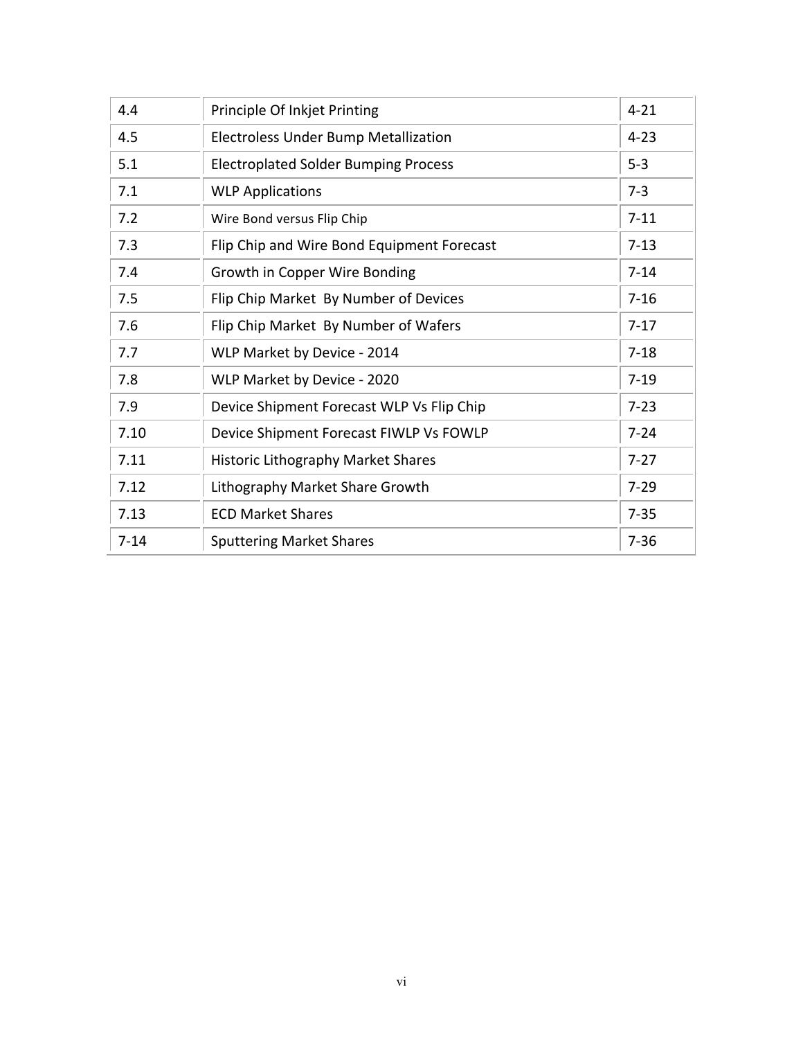| | | |
|---|---|---|
| 4.4 | Principle Of Inkjet Printing | 4-21 |
| 4.5 | Electroless Under Bump Metallization | 4-23 |
| 5.1 | Electroplated Solder Bumping Process | 5-3 |
| 7.1 | WLP Applications | 7-3 |
| 7.2 | Wire Bond versus Flip Chip | 7-11 |
| 7.3 | Flip Chip and Wire Bond Equipment Forecast | 7-13 |
| 7.4 | Growth in Copper Wire Bonding | 7-14 |
| 7.5 | Flip Chip Market By Number of Devices | 7-16 |
| 7.6 | Flip Chip Market By Number of Wafers | 7-17 |
| 7.7 | WLP Market by Device - 2014 | 7-18 |
| 7.8 | WLP Market by Device - 2020 | 7-19 |
| 7.9 | Device Shipment Forecast WLP Vs Flip Chip | 7-23 |
| 7.10 | Device Shipment Forecast FIWLP Vs FOWLP | 7-24 |
| 7.11 | Historic Lithography Market Shares | 7-27 |
| 7.12 | Lithography Market Share Growth | 7-29 |
| 7.13 | ECD Market Shares | 7-35 |
| 7-14 | Sputtering Market Shares | 7-36 |